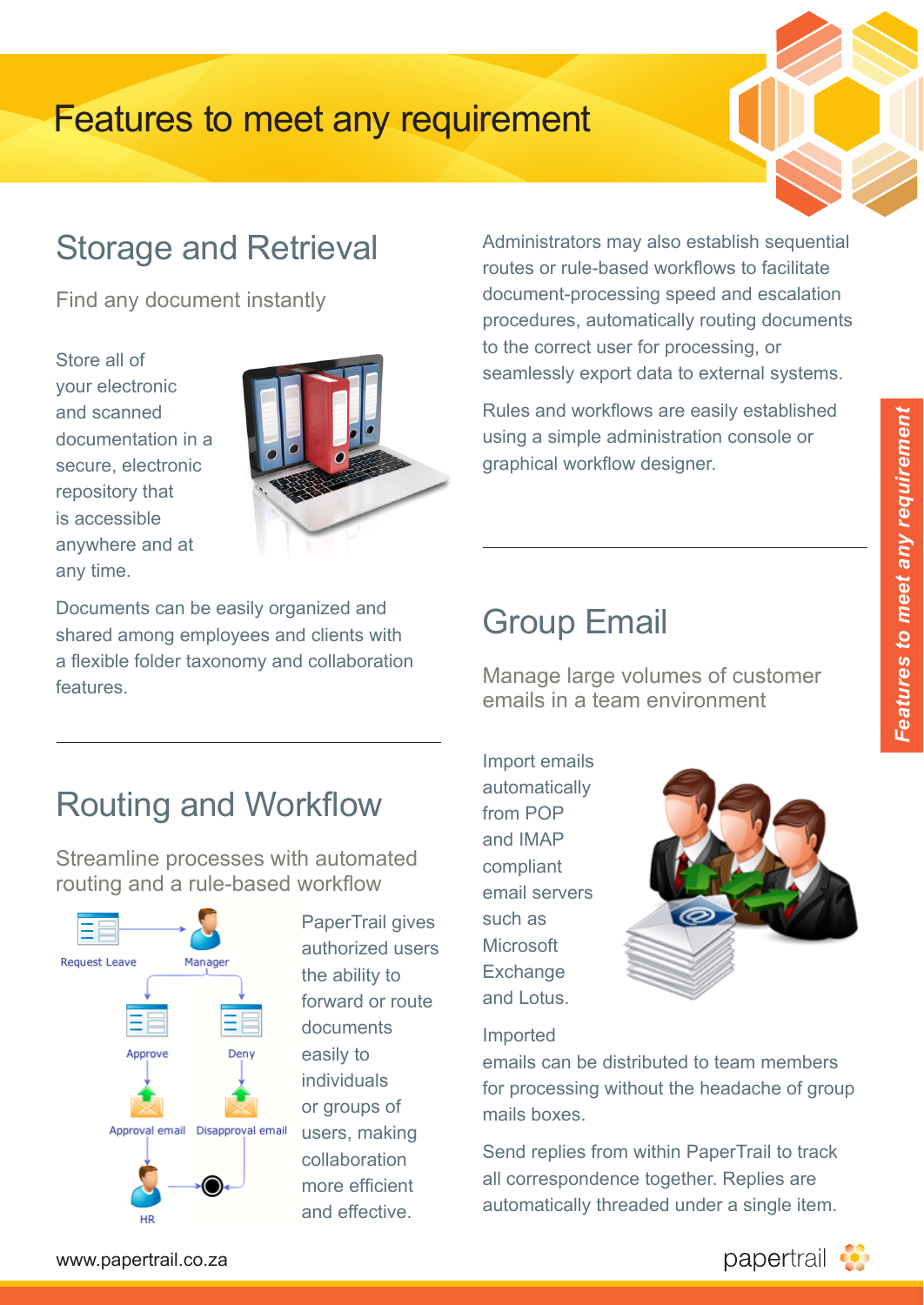# Features to meet any requirement

## Storage and Retrieval

Find any document instantly

Store all of your electronic and scanned documentation in a secure, electronic repository that is accessible anywhere and at any time.

Documents can be easily organized and shared among employees and clients with a flexible folder taxonomy and collaboration features.

## Routing and Workflow

Streamline processes with automated routing and a rule-based workflow

PaperTrail gives authorized users the ability to forward or route documents easily to individuals or groups of users, making collaboration more efficient and effective.

Administrators may also establish sequential routes or rule-based workflows to facilitate document-processing speed and escalation procedures, automatically routing documents to the correct user for processing, or seamlessly export data to external systems.

Rules and workflows are easily established using a simple administration console or graphical workflow designer.

## Group Email

Manage large volumes of customer emails in a team environment

Import emails automatically from POP and IMAP compliant email servers such as Microsoft Exchange and Lotus.

Imported emails can be distributed to team members for processing without the headache of group mails boxes.

Send replies from within PaperTrail to track all correspondence together. Replies are automatically threaded under a single item.

www.papertrail.co.za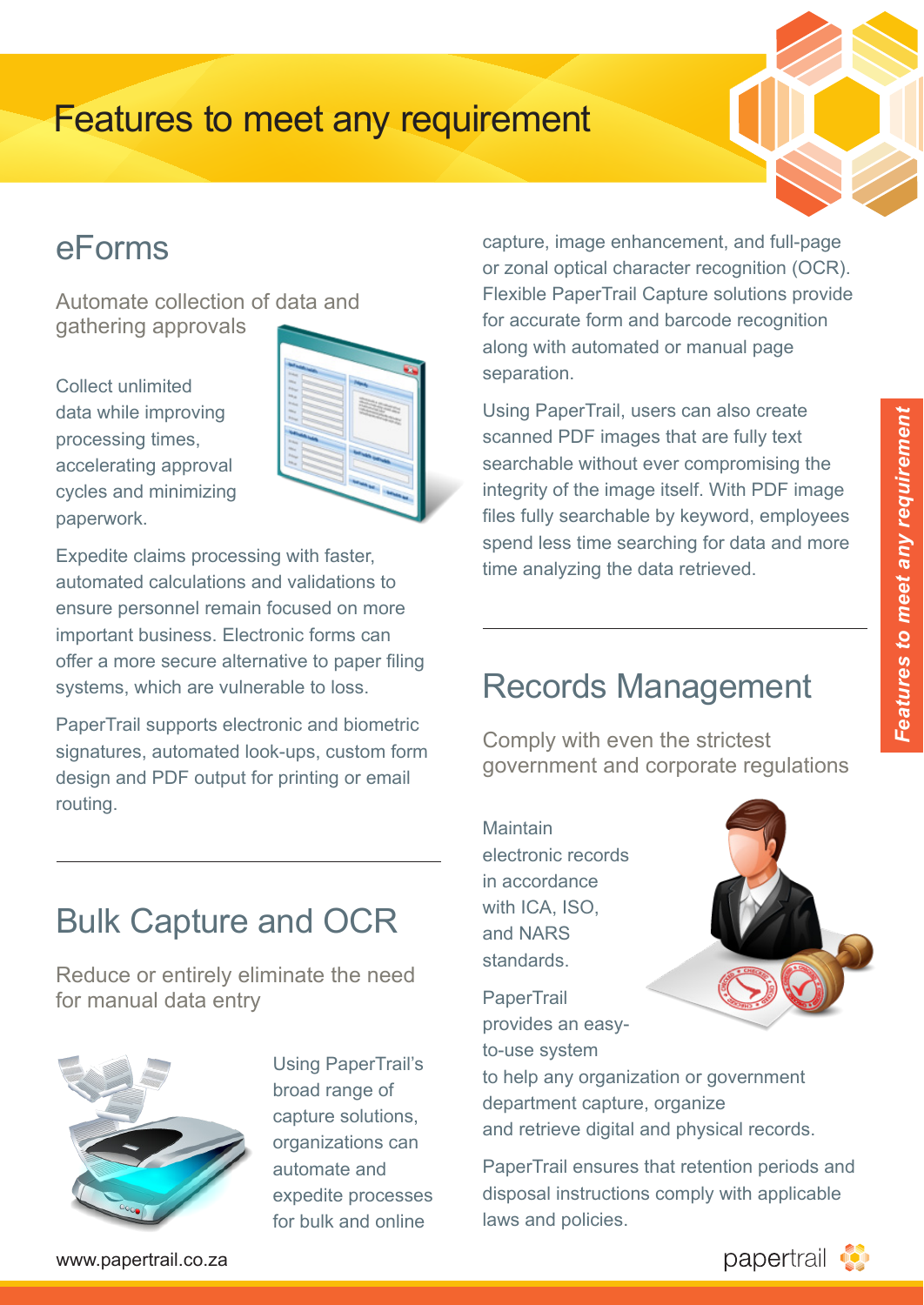# Features to meet any requirement

## eForms

Automate collection of data and gathering approvals

Collect unlimited data while improving processing times, accelerating approval cycles and minimizing paperwork.

Expedite claims processing with faster, automated calculations and validations to ensure personnel remain focused on more important business. Electronic forms can offer a more secure alternative to paper filing systems, which are vulnerable to loss.

PaperTrail supports electronic and biometric signatures, automated look-ups, custom form design and PDF output for printing or email routing.

## Bulk Capture and OCR

Reduce or entirely eliminate the need for manual data entry

Using PaperTrail's broad range of capture solutions, organizations can automate and expedite processes for bulk and online capture, image enhancement, and full-page or zonal optical character recognition (OCR). Flexible PaperTrail Capture solutions provide for accurate form and barcode recognition along with automated or manual page separation.

Using PaperTrail, users can also create scanned PDF images that are fully text searchable without ever compromising the integrity of the image itself. With PDF image files fully searchable by keyword, employees spend less time searching for data and more time analyzing the data retrieved.

## Records Management

Comply with even the strictest government and corporate regulations

Maintain electronic records in accordance with ICA, ISO, and NARS standards.

PaperTrail provides an easy-to-use system to help any organization or government department capture, organize and retrieve digital and physical records.

PaperTrail ensures that retention periods and disposal instructions comply with applicable laws and policies.

www.papertrail.co.za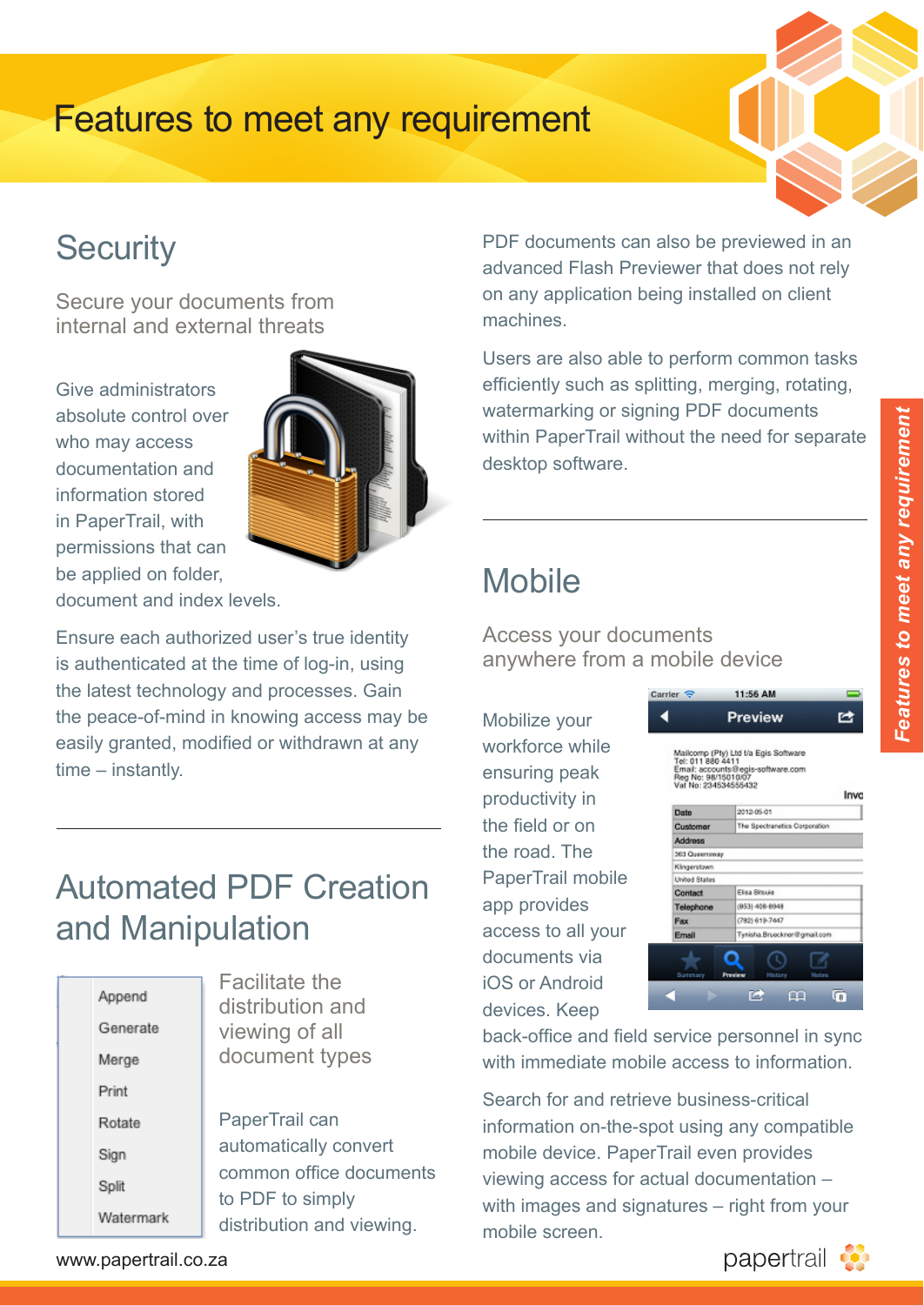# Features to meet any requirement

## Security

### Secure your documents from internal and external threats

Give administrators absolute control over who may access documentation and information stored in PaperTrail, with permissions that can be applied on folder, document and index levels.

Ensure each authorized user's true identity is authenticated at the time of log-in, using the latest technology and processes. Gain the peace-of-mind in knowing access may be easily granted, modified or withdrawn at any time – instantly.

## Automated PDF Creation and Manipulation

- Append
- Generate
- Merge
- Print
- Rotate
- Sign
- Split
- Watermark

### Facilitate the distribution and viewing of all document types

PaperTrail can automatically convert common office documents to PDF to simply distribution and viewing.

PDF documents can also be previewed in an advanced Flash Previewer that does not rely on any application being installed on client machines.

Users are also able to perform common tasks efficiently such as splitting, merging, rotating, watermarking or signing PDF documents within PaperTrail without the need for separate desktop software.

## Mobile

### Access your documents anywhere from a mobile device

Mobilize your workforce while ensuring peak productivity in the field or on the road. The PaperTrail mobile app provides access to all your documents via iOS or Android devices. Keep back-office and field service personnel in sync with immediate mobile access to information.

Search for and retrieve business-critical information on-the-spot using any compatible mobile device. PaperTrail even provides viewing access for actual documentation – with images and signatures – right from your mobile screen.

www.papertrail.co.za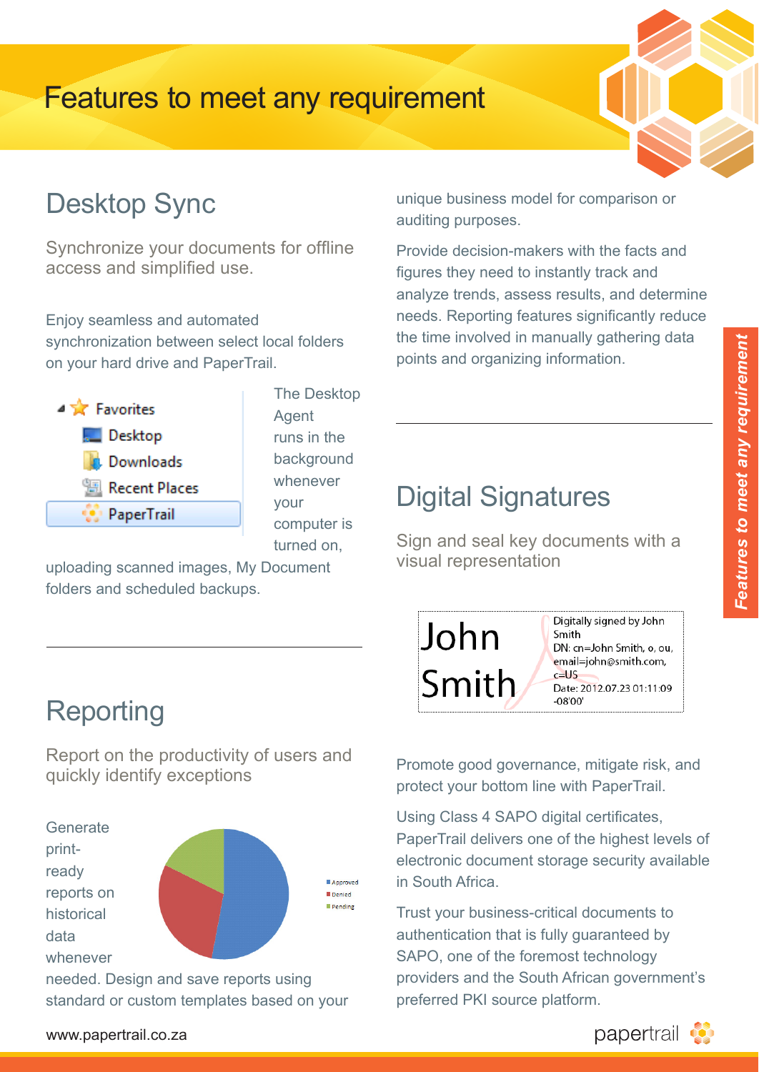# Features to meet any requirement

## Desktop Sync

Synchronize your documents for offline access and simplified use.

Enjoy seamless and automated synchronization between select local folders on your hard drive and PaperTrail.

The Desktop Agent runs in the background whenever your computer is turned on, uploading scanned images, My Document folders and scheduled backups.

## Reporting

Report on the productivity of users and quickly identify exceptions

Generate print-ready reports on historical data whenever needed. Design and save reports using standard or custom templates based on your unique business model for comparison or auditing purposes.

Provide decision-makers with the facts and figures they need to instantly track and analyze trends, assess results, and determine needs. Reporting features significantly reduce the time involved in manually gathering data points and organizing information.

## Digital Signatures

Sign and seal key documents with a visual representation

Promote good governance, mitigate risk, and protect your bottom line with PaperTrail.

Using Class 4 SAPO digital certificates, PaperTrail delivers one of the highest levels of electronic document storage security available in South Africa.

Trust your business-critical documents to authentication that is fully guaranteed by SAPO, one of the foremost technology providers and the South African government's preferred PKI source platform.

www.papertrail.co.za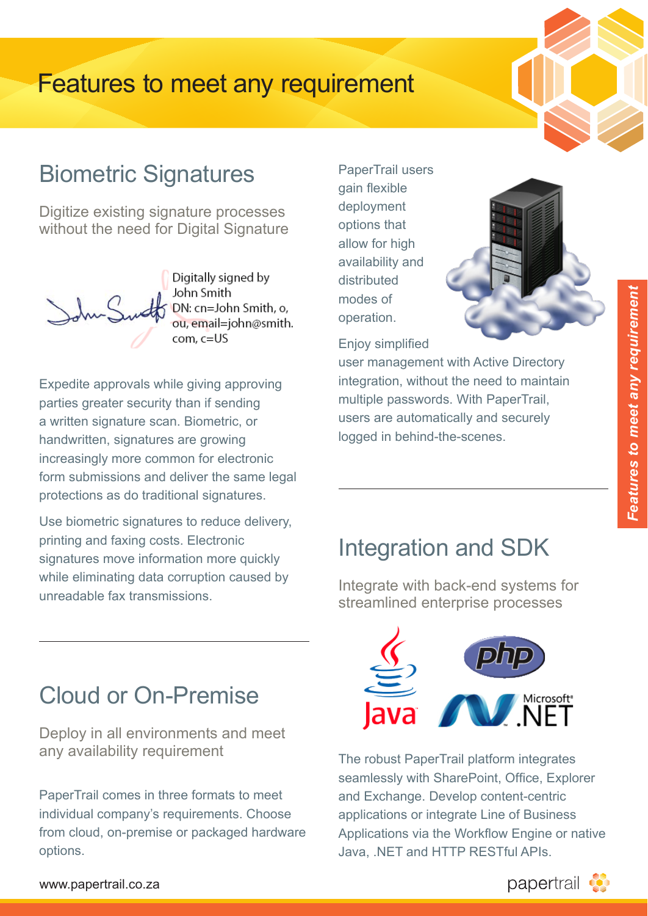# Features to meet any requirement

## Biometric Signatures

Digitize existing signature processes without the need for Digital Signature

Digitally signed by John Smith
DN: cn=John Smith, o, ou, email=john@smith.com, c=US

Expedite approvals while giving approving parties greater security than if sending a written signature scan. Biometric, or handwritten, signatures are growing increasingly more common for electronic form submissions and deliver the same legal protections as do traditional signatures.

Use biometric signatures to reduce delivery, printing and faxing costs. Electronic signatures move information more quickly while eliminating data corruption caused by unreadable fax transmissions.

## Cloud or On-Premise

Deploy in all environments and meet any availability requirement

PaperTrail comes in three formats to meet individual company's requirements. Choose from cloud, on-premise or packaged hardware options.

PaperTrail users gain flexible deployment options that allow for high availability and distributed modes of operation.

Enjoy simplified user management with Active Directory integration, without the need to maintain multiple passwords. With PaperTrail, users are automatically and securely logged in behind-the-scenes.

## Integration and SDK

Integrate with back-end systems for streamlined enterprise processes

Java   php   Microsoft® .NET

The robust PaperTrail platform integrates seamlessly with SharePoint, Office, Explorer and Exchange. Develop content-centric applications or integrate Line of Business Applications via the Workflow Engine or native Java, .NET and HTTP RESTful APIs.

www.papertrail.co.za

papertrail